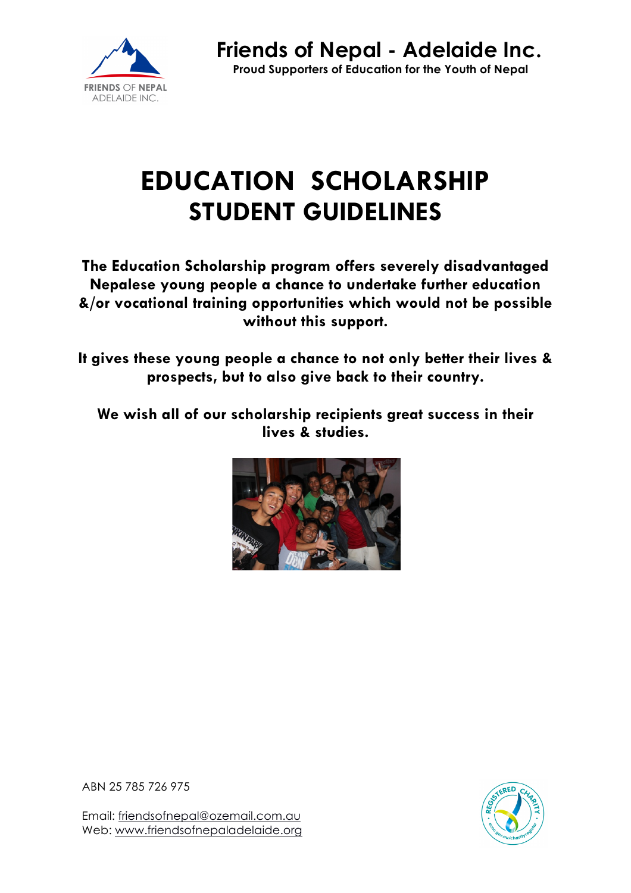# Friends of Nepal - Adelaide Inc.

**Proud Supporters of Education for the Youth of Nepal**

# EDUCATION SCHOLARSHIP
# STUDENT GUIDELINES

**The Education Scholarship program offers severely disadvantaged Nepalese young people a chance to undertake further education &/or vocational training opportunities which would not be possible without this support.**

**It gives these young people a chance to not only better their lives & prospects, but to also give back to their country.**

**We wish all of our scholarship recipients great success in their lives & studies.**

ABN 25 785 726 975

Email: friendsofnepal@ozemail.com.au
Web: www.friendsofnepaladelaide.org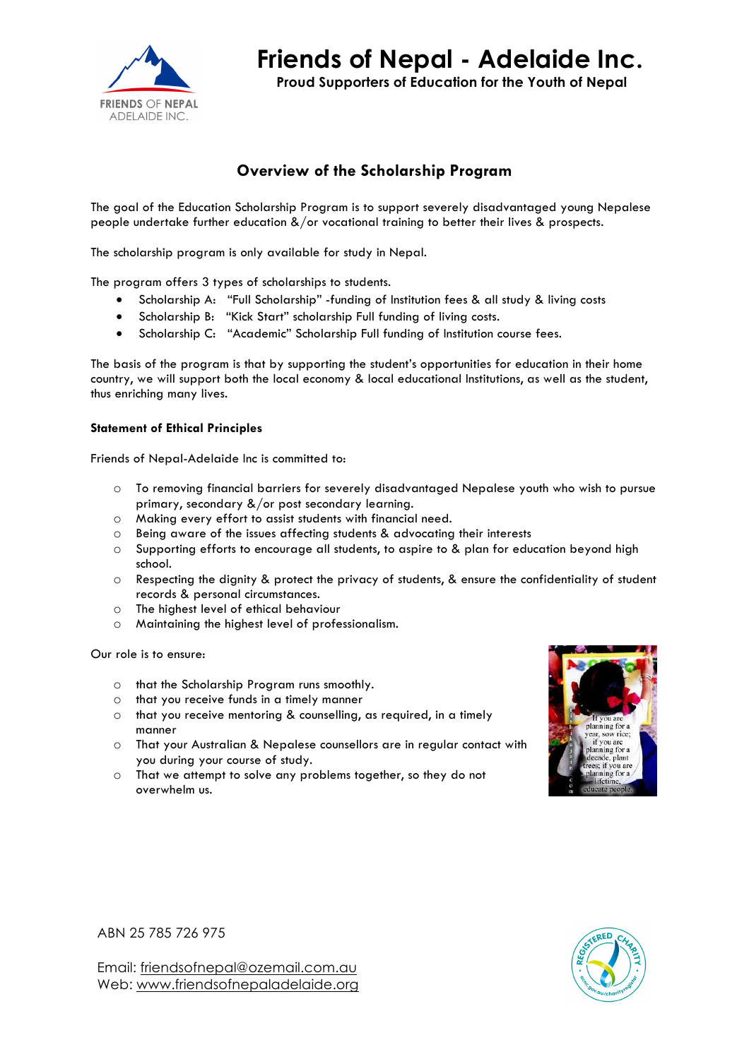# Friends of Nepal - Adelaide Inc.

**Proud Supporters of Education for the Youth of Nepal**

## Overview of the Scholarship Program

The goal of the Education Scholarship Program is to support severely disadvantaged young Nepalese people undertake further education &/or vocational training to better their lives & prospects.

The scholarship program is only available for study in Nepal.

The program offers 3 types of scholarships to students.

- Scholarship A: "Full Scholarship" -funding of Institution fees & all study & living costs
- Scholarship B: "Kick Start" scholarship Full funding of living costs.
- Scholarship C: "Academic" Scholarship Full funding of Institution course fees.

The basis of the program is that by supporting the student's opportunities for education in their home country, we will support both the local economy & local educational Institutions, as well as the student, thus enriching many lives.

**Statement of Ethical Principles**

Friends of Nepal-Adelaide Inc is committed to:

- To removing financial barriers for severely disadvantaged Nepalese youth who wish to pursue primary, secondary &/or post secondary learning.
- Making every effort to assist students with financial need.
- Being aware of the issues affecting students & advocating their interests
- Supporting efforts to encourage all students, to aspire to & plan for education beyond high school.
- Respecting the dignity & protect the privacy of students, & ensure the confidentiality of student records & personal circumstances.
- The highest level of ethical behaviour
- Maintaining the highest level of professionalism.

Our role is to ensure:

- that the Scholarship Program runs smoothly.
- that you receive funds in a timely manner
- that you receive mentoring & counselling, as required, in a timely manner
- That your Australian & Nepalese counsellors are in regular contact with you during your course of study.
- That we attempt to solve any problems together, so they do not overwhelm us.

ABN 25 785 726 975

Email: friendsofnepal@ozemail.com.au
Web: www.friendsofnepaladelaide.org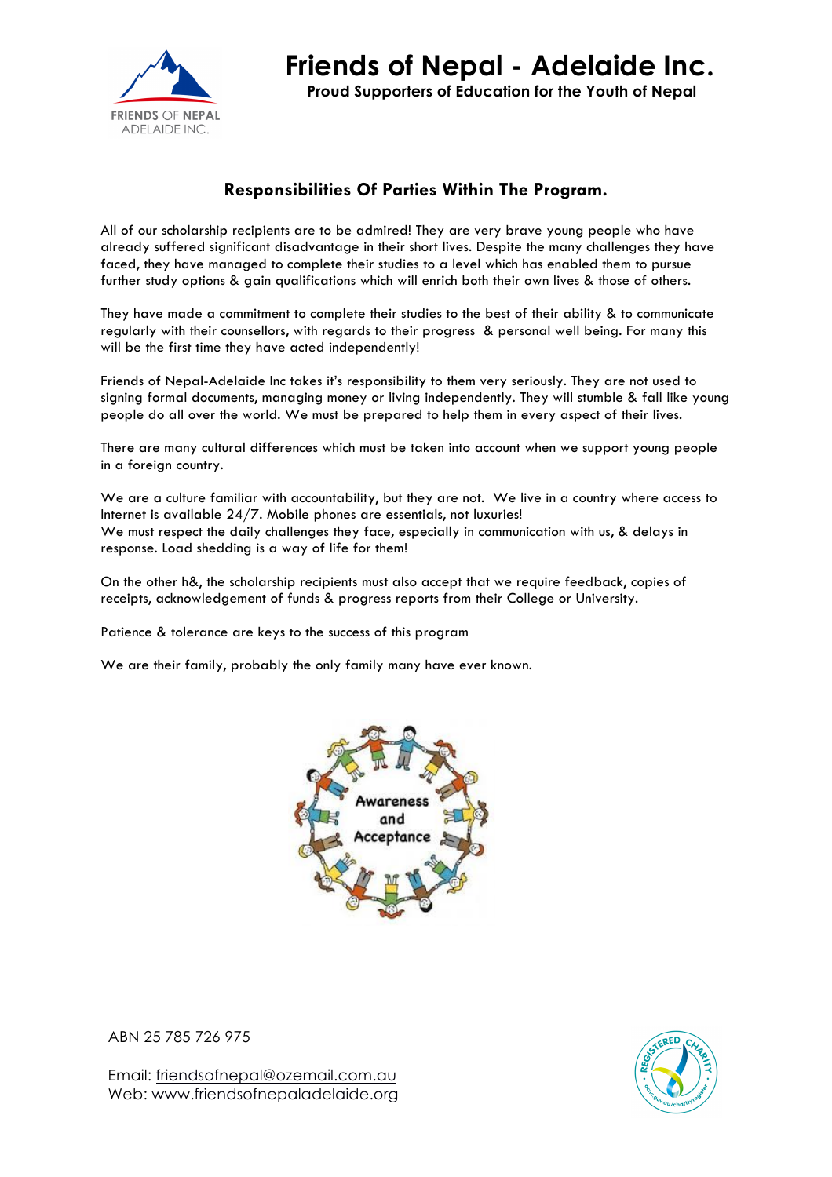# Friends of Nepal - Adelaide Inc.

**Proud Supporters of Education for the Youth of Nepal**

## Responsibilities Of Parties Within The Program.

All of our scholarship recipients are to be admired! They are very brave young people who have already suffered significant disadvantage in their short lives. Despite the many challenges they have faced, they have managed to complete their studies to a level which has enabled them to pursue further study options & gain qualifications which will enrich both their own lives & those of others.

They have made a commitment to complete their studies to the best of their ability & to communicate regularly with their counsellors, with regards to their progress & personal well being. For many this will be the first time they have acted independently!

Friends of Nepal-Adelaide Inc takes it's responsibility to them very seriously. They are not used to signing formal documents, managing money or living independently. They will stumble & fall like young people do all over the world. We must be prepared to help them in every aspect of their lives.

There are many cultural differences which must be taken into account when we support young people in a foreign country.

We are a culture familiar with accountability, but they are not. We live in a country where access to Internet is available 24/7. Mobile phones are essentials, not luxuries!
We must respect the daily challenges they face, especially in communication with us, & delays in response. Load shedding is a way of life for them!

On the other h&, the scholarship recipients must also accept that we require feedback, copies of receipts, acknowledgement of funds & progress reports from their College or University.

Patience & tolerance are keys to the success of this program

We are their family, probably the only family many have ever known.

Awareness and Acceptance

ABN 25 785 726 975

Email: friendsofnepal@ozemail.com.au
Web: www.friendsofnepaladelaide.org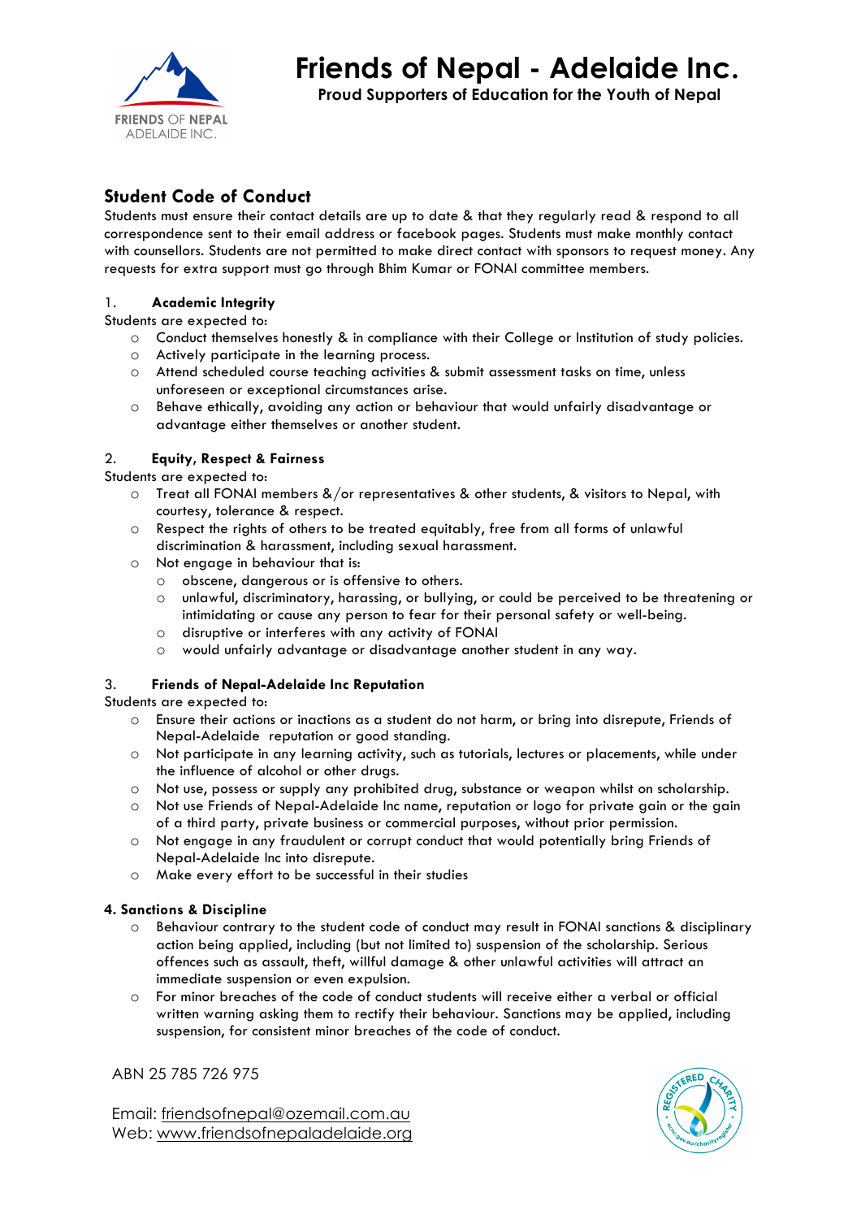# Friends of Nepal - Adelaide Inc.

**Proud Supporters of Education for the Youth of Nepal**

## Student Code of Conduct

Students must ensure their contact details are up to date & that they regularly read & respond to all correspondence sent to their email address or facebook pages. Students must make monthly contact with counsellors. Students are not permitted to make direct contact with sponsors to request money. Any requests for extra support must go through Bhim Kumar or FONAI committee members.

### 1. Academic Integrity

Students are expected to:

- Conduct themselves honestly & in compliance with their College or Institution of study policies.
- Actively participate in the learning process.
- Attend scheduled course teaching activities & submit assessment tasks on time, unless unforeseen or exceptional circumstances arise.
- Behave ethically, avoiding any action or behaviour that would unfairly disadvantage or advantage either themselves or another student.

### 2. Equity, Respect & Fairness

Students are expected to:

- Treat all FONAI members &/or representatives & other students, & visitors to Nepal, with courtesy, tolerance & respect.
- Respect the rights of others to be treated equitably, free from all forms of unlawful discrimination & harassment, including sexual harassment.
- Not engage in behaviour that is:
  - obscene, dangerous or is offensive to others.
  - unlawful, discriminatory, harassing, or bullying, or could be perceived to be threatening or intimidating or cause any person to fear for their personal safety or well-being.
  - disruptive or interferes with any activity of FONAI
  - would unfairly advantage or disadvantage another student in any way.

### 3. Friends of Nepal-Adelaide Inc Reputation

Students are expected to:

- Ensure their actions or inactions as a student do not harm, or bring into disrepute, Friends of Nepal-Adelaide reputation or good standing.
- Not participate in any learning activity, such as tutorials, lectures or placements, while under the influence of alcohol or other drugs.
- Not use, possess or supply any prohibited drug, substance or weapon whilst on scholarship.
- Not use Friends of Nepal-Adelaide Inc name, reputation or logo for private gain or the gain of a third party, private business or commercial purposes, without prior permission.
- Not engage in any fraudulent or corrupt conduct that would potentially bring Friends of Nepal-Adelaide Inc into disrepute.
- Make every effort to be successful in their studies

### 4. Sanctions & Discipline

- Behaviour contrary to the student code of conduct may result in FONAI sanctions & disciplinary action being applied, including (but not limited to) suspension of the scholarship. Serious offences such as assault, theft, willful damage & other unlawful activities will attract an immediate suspension or even expulsion.
- For minor breaches of the code of conduct students will receive either a verbal or official written warning asking them to rectify their behaviour. Sanctions may be applied, including suspension, for consistent minor breaches of the code of conduct.

ABN 25 785 726 975

Email: friendsofnepal@ozemail.com.au
Web: www.friendsofnepaladelaide.org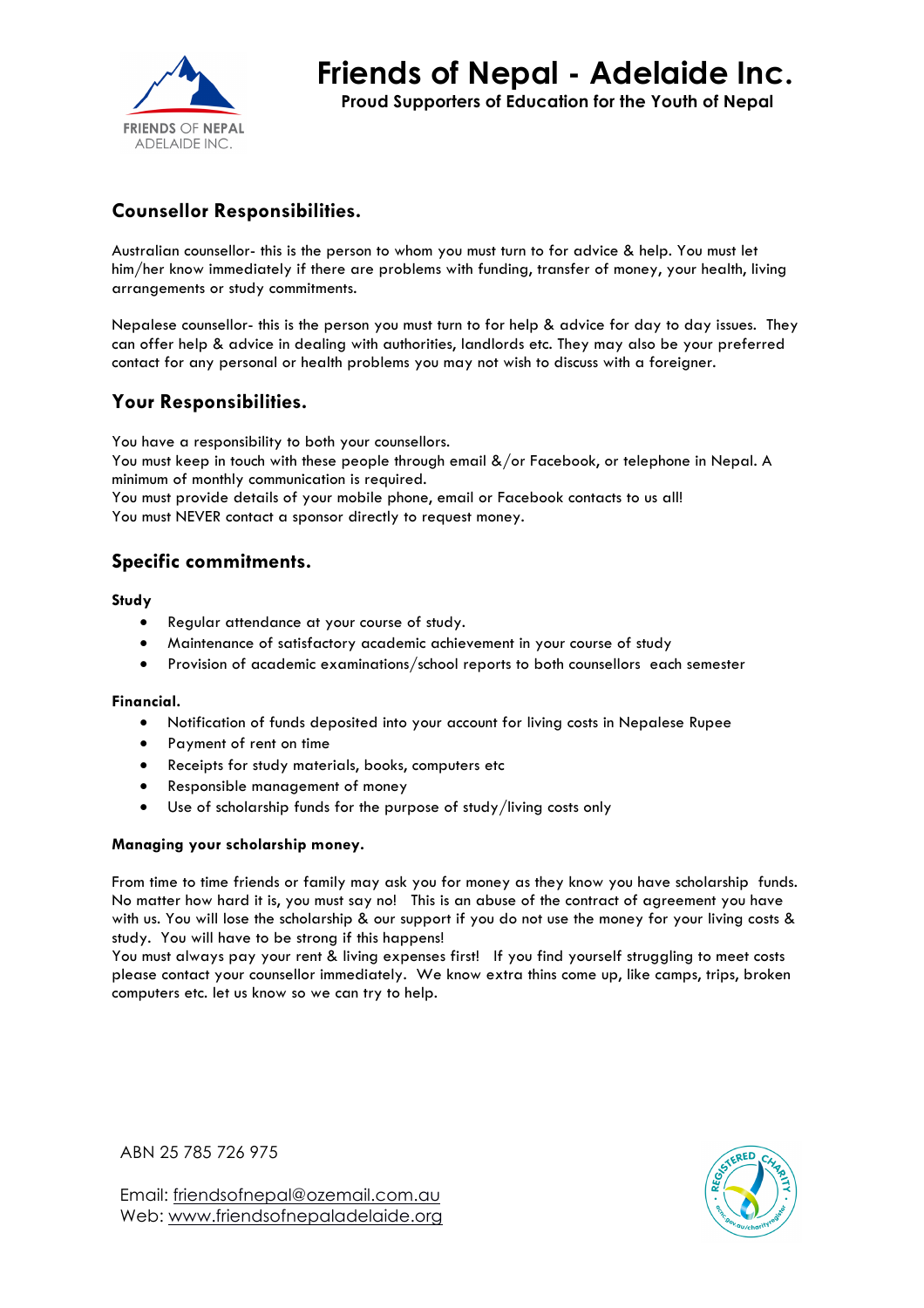# Friends of Nepal - Adelaide Inc.

**Proud Supporters of Education for the Youth of Nepal**

## Counsellor Responsibilities.

Australian counsellor- this is the person to whom you must turn to for advice & help. You must let him/her know immediately if there are problems with funding, transfer of money, your health, living arrangements or study commitments.

Nepalese counsellor- this is the person you must turn to for help & advice for day to day issues. They can offer help & advice in dealing with authorities, landlords etc. They may also be your preferred contact for any personal or health problems you may not wish to discuss with a foreigner.

## Your Responsibilities.

You have a responsibility to both your counsellors.
You must keep in touch with these people through email &/or Facebook, or telephone in Nepal. A minimum of monthly communication is required.
You must provide details of your mobile phone, email or Facebook contacts to us all!
You must NEVER contact a sponsor directly to request money.

## Specific commitments.

**Study**

- Regular attendance at your course of study.
- Maintenance of satisfactory academic achievement in your course of study
- Provision of academic examinations/school reports to both counsellors each semester

**Financial.**

- Notification of funds deposited into your account for living costs in Nepalese Rupee
- Payment of rent on time
- Receipts for study materials, books, computers etc
- Responsible management of money
- Use of scholarship funds for the purpose of study/living costs only

**Managing your scholarship money.**

From time to time friends or family may ask you for money as they know you have scholarship funds. No matter how hard it is, you must say no! This is an abuse of the contract of agreement you have with us. You will lose the scholarship & our support if you do not use the money for your living costs & study. You will have to be strong if this happens!
You must always pay your rent & living expenses first! If you find yourself struggling to meet costs please contact your counsellor immediately. We know extra thins come up, like camps, trips, broken computers etc. let us know so we can try to help.

ABN 25 785 726 975

Email: friendsofnepal@ozemail.com.au
Web: www.friendsofnepaladelaide.org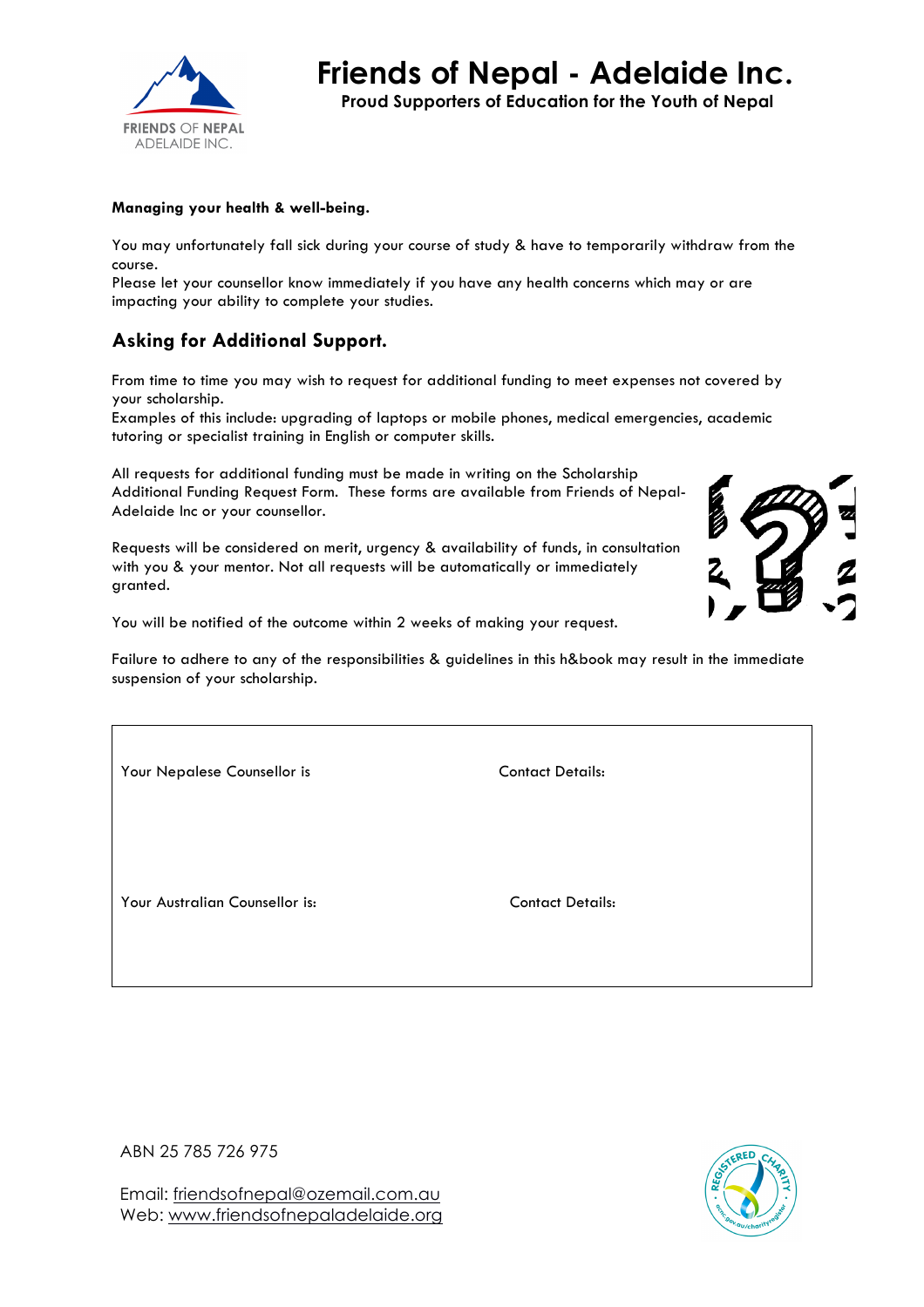# Friends of Nepal - Adelaide Inc.

**Proud Supporters of Education for the Youth of Nepal**

**Managing your health & well-being.**

You may unfortunately fall sick during your course of study & have to temporarily withdraw from the course.
Please let your counsellor know immediately if you have any health concerns which may or are impacting your ability to complete your studies.

## Asking for Additional Support.

From time to time you may wish to request for additional funding to meet expenses not covered by your scholarship.
Examples of this include: upgrading of laptops or mobile phones, medical emergencies, academic tutoring or specialist training in English or computer skills.

All requests for additional funding must be made in writing on the Scholarship Additional Funding Request Form. These forms are available from Friends of Nepal-Adelaide Inc or your counsellor.

Requests will be considered on merit, urgency & availability of funds, in consultation with you & your mentor. Not all requests will be automatically or immediately granted.

You will be notified of the outcome within 2 weeks of making your request.

Failure to adhere to any of the responsibilities & guidelines in this h&book may result in the immediate suspension of your scholarship.

| | |
|---|---|
| Your Nepalese Counsellor is | Contact Details: |
| Your Australian Counsellor is: | Contact Details: |

ABN 25 785 726 975

Email: friendsofnepal@ozemail.com.au
Web: www.friendsofnepaladelaide.org